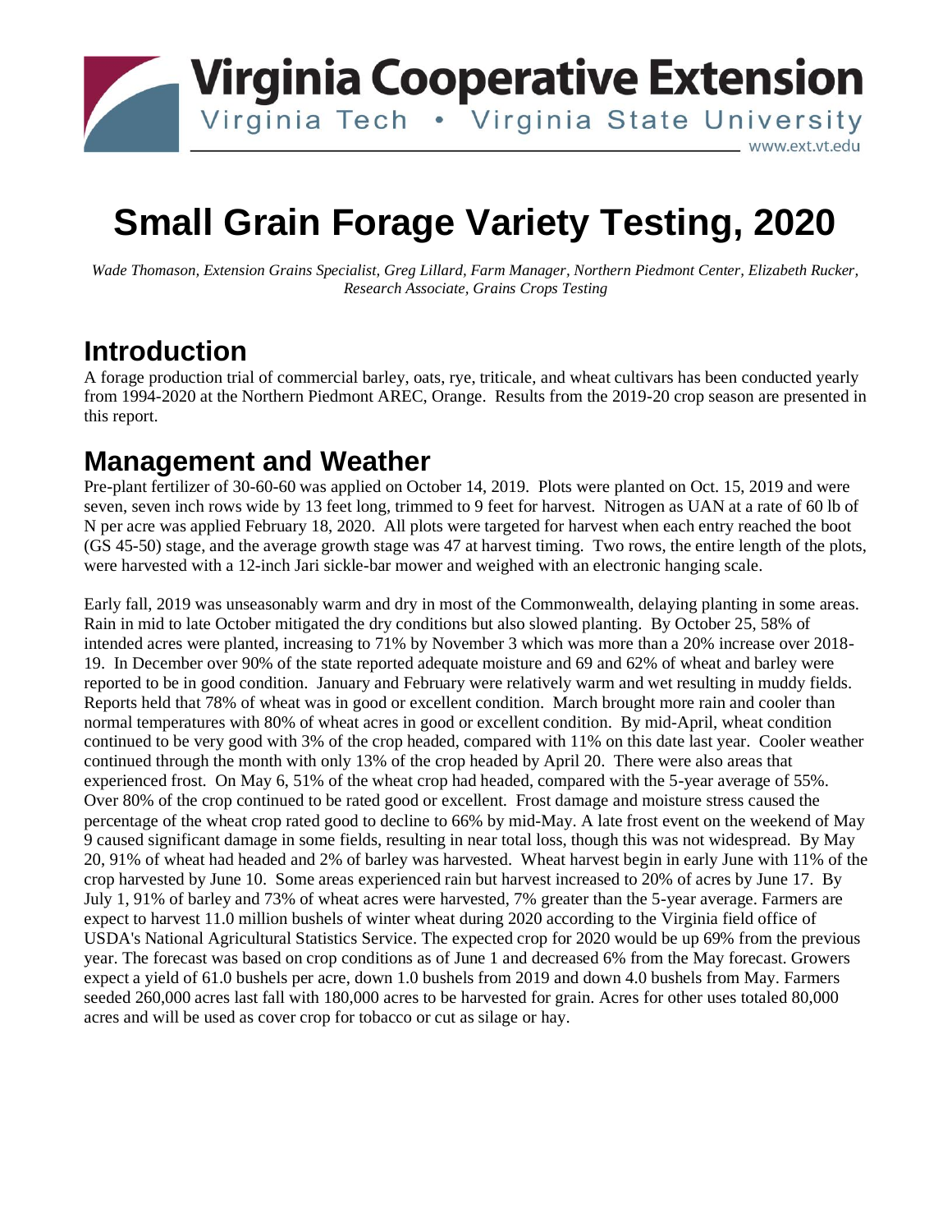Virginia Cooperative Extension

Virginia Tech • Virginia State University

www.ext.vt.edu

# Small Grain Forage Variety Testing, 2020

*Wade Thomason, Extension Grains Specialist, Greg Lillard, Farm Manager, Northern Piedmont Center, Elizabeth Rucker, Research Associate, Grains Crops Testing*

## Introduction

A forage production trial of commercial barley, oats, rye, triticale, and wheat cultivars has been conducted yearly from 1994-2020 at the Northern Piedmont AREC, Orange. Results from the 2019-20 crop season are presented in this report.

## Management and Weather

Pre-plant fertilizer of 30-60-60 was applied on October 14, 2019. Plots were planted on Oct. 15, 2019 and were seven, seven inch rows wide by 13 feet long, trimmed to 9 feet for harvest. Nitrogen as UAN at a rate of 60 lb of N per acre was applied February 18, 2020. All plots were targeted for harvest when each entry reached the boot (GS 45-50) stage, and the average growth stage was 47 at harvest timing. Two rows, the entire length of the plots, were harvested with a 12-inch Jari sickle-bar mower and weighed with an electronic hanging scale.

Early fall, 2019 was unseasonably warm and dry in most of the Commonwealth, delaying planting in some areas. Rain in mid to late October mitigated the dry conditions but also slowed planting. By October 25, 58% of intended acres were planted, increasing to 71% by November 3 which was more than a 20% increase over 2018-19. In December over 90% of the state reported adequate moisture and 69 and 62% of wheat and barley were reported to be in good condition. January and February were relatively warm and wet resulting in muddy fields. Reports held that 78% of wheat was in good or excellent condition. March brought more rain and cooler than normal temperatures with 80% of wheat acres in good or excellent condition. By mid-April, wheat condition continued to be very good with 3% of the crop headed, compared with 11% on this date last year. Cooler weather continued through the month with only 13% of the crop headed by April 20. There were also areas that experienced frost. On May 6, 51% of the wheat crop had headed, compared with the 5-year average of 55%. Over 80% of the crop continued to be rated good or excellent. Frost damage and moisture stress caused the percentage of the wheat crop rated good to decline to 66% by mid-May. A late frost event on the weekend of May 9 caused significant damage in some fields, resulting in near total loss, though this was not widespread. By May 20, 91% of wheat had headed and 2% of barley was harvested. Wheat harvest begin in early June with 11% of the crop harvested by June 10. Some areas experienced rain but harvest increased to 20% of acres by June 17. By July 1, 91% of barley and 73% of wheat acres were harvested, 7% greater than the 5-year average. Farmers are expect to harvest 11.0 million bushels of winter wheat during 2020 according to the Virginia field office of USDA's National Agricultural Statistics Service. The expected crop for 2020 would be up 69% from the previous year. The forecast was based on crop conditions as of June 1 and decreased 6% from the May forecast. Growers expect a yield of 61.0 bushels per acre, down 1.0 bushels from 2019 and down 4.0 bushels from May. Farmers seeded 260,000 acres last fall with 180,000 acres to be harvested for grain. Acres for other uses totaled 80,000 acres and will be used as cover crop for tobacco or cut as silage or hay.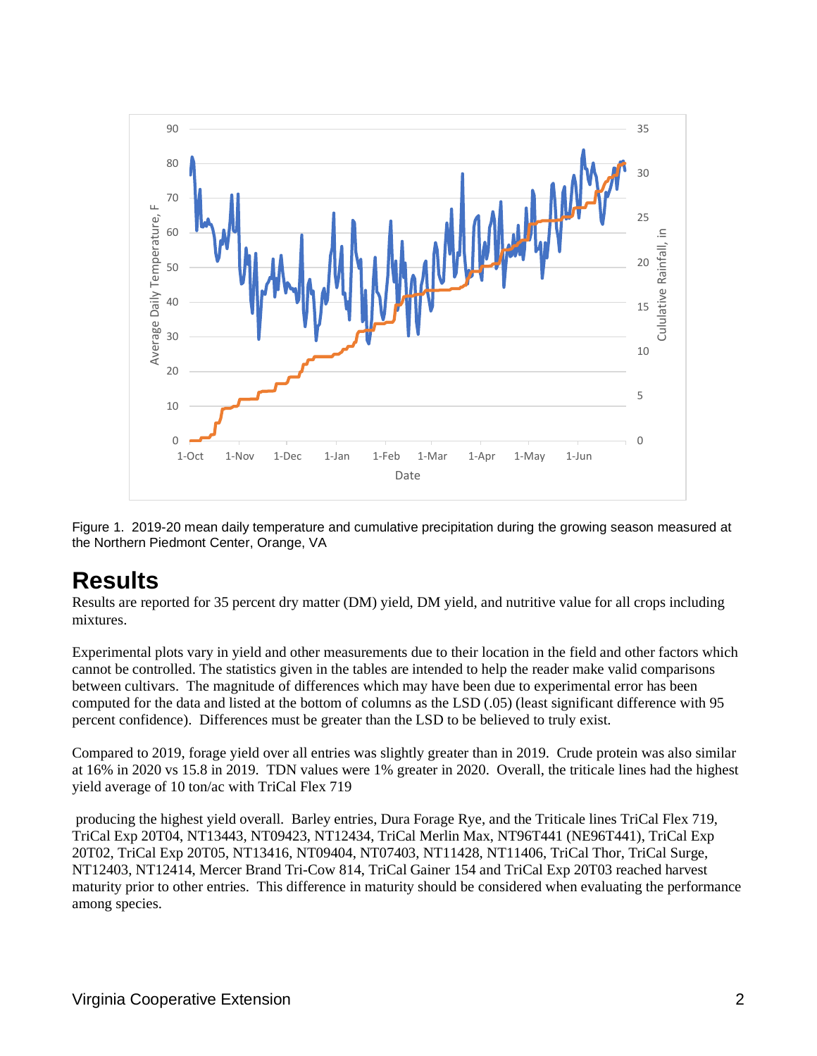Figure 1. 2019-20 mean daily temperature and cumulative precipitation during the growing season measured at the Northern Piedmont Center, Orange, VA

# Results

Results are reported for 35 percent dry matter (DM) yield, DM yield, and nutritive value for all crops including mixtures.

Experimental plots vary in yield and other measurements due to their location in the field and other factors which cannot be controlled. The statistics given in the tables are intended to help the reader make valid comparisons between cultivars. The magnitude of differences which may have been due to experimental error has been computed for the data and listed at the bottom of columns as the LSD (.05) (least significant difference with 95 percent confidence). Differences must be greater than the LSD to be believed to truly exist.

Compared to 2019, forage yield over all entries was slightly greater than in 2019. Crude protein was also similar at 16% in 2020 vs 15.8 in 2019. TDN values were 1% greater in 2020. Overall, the triticale lines had the highest yield average of 10 ton/ac with TriCal Flex 719

producing the highest yield overall. Barley entries, Dura Forage Rye, and the Triticale lines TriCal Flex 719, TriCal Exp 20T04, NT13443, NT09423, NT12434, TriCal Merlin Max, NT96T441 (NE96T441), TriCal Exp 20T02, TriCal Exp 20T05, NT13416, NT09404, NT07403, NT11428, NT11406, TriCal Thor, TriCal Surge, NT12403, NT12414, Mercer Brand Tri-Cow 814, TriCal Gainer 154 and TriCal Exp 20T03 reached harvest maturity prior to other entries. This difference in maturity should be considered when evaluating the performance among species.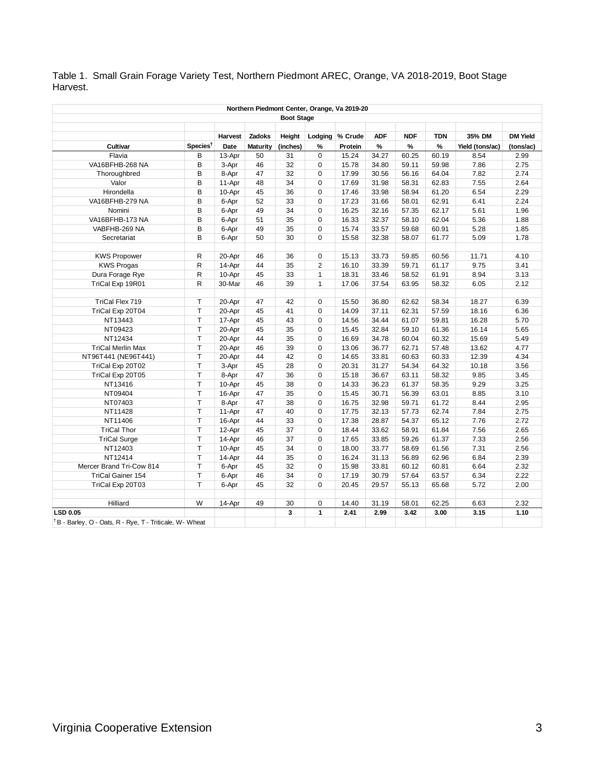Table 1. Small Grain Forage Variety Test, Northern Piedmont AREC, Orange, VA 2018-2019, Boot Stage Harvest.

| Northern Piedmont Center, Orange, Va 2019-20 | | | | | | | | | | | |
|---|---|---|---|---|---|---|---|---|---|---|---|
| Boot Stage | | | | | | | | | | | |
| | | Harvest | Zadoks | Height | Lodging | % Crude | ADF | NDF | TDN | 35% DM | DM Yield |
| Cultivar | Species[†] | Date | Maturity | (inches) | % | Protein | % | % | % | Yield (tons/ac) | (tons/ac) |
| Flavia | B | 13-Apr | 50 | 31 | 0 | 15.24 | 34.27 | 60.25 | 60.19 | 8.54 | 2.99 |
| VA16BFHB-268 NA | B | 3-Apr | 46 | 32 | 0 | 15.78 | 34.80 | 59.11 | 59.98 | 7.86 | 2.75 |
| Thoroughbred | B | 8-Apr | 47 | 32 | 0 | 17.99 | 30.56 | 56.16 | 64.04 | 7.82 | 2.74 |
| Valor | B | 11-Apr | 48 | 34 | 0 | 17.69 | 31.98 | 58.31 | 62.83 | 7.55 | 2.64 |
| Hirondella | B | 10-Apr | 45 | 36 | 0 | 17.46 | 33.98 | 58.94 | 61.20 | 6.54 | 2.29 |
| VA16BFHB-279 NA | B | 6-Apr | 52 | 33 | 0 | 17.23 | 31.66 | 58.01 | 62.91 | 6.41 | 2.24 |
| Nomini | B | 6-Apr | 49 | 34 | 0 | 16.25 | 32.16 | 57.35 | 62.17 | 5.61 | 1.96 |
| VA16BFHB-173 NA | B | 6-Apr | 51 | 35 | 0 | 16.33 | 32.37 | 58.10 | 62.04 | 5.36 | 1.88 |
| VABFHB-269 NA | B | 6-Apr | 49 | 35 | 0 | 15.74 | 33.57 | 59.68 | 60.91 | 5.28 | 1.85 |
| Secretariat | B | 6-Apr | 50 | 30 | 0 | 15.58 | 32.38 | 58.07 | 61.77 | 5.09 | 1.78 |
| | | | | | | | | | | | |
| KWS Propower | R | 20-Apr | 46 | 36 | 0 | 15.13 | 33.73 | 59.85 | 60.56 | 11.71 | 4.10 |
| KWS Progas | R | 14-Apr | 44 | 35 | 2 | 16.10 | 33.39 | 59.71 | 61.17 | 9.75 | 3.41 |
| Dura Forage Rye | R | 10-Apr | 45 | 33 | 1 | 18.31 | 33.46 | 58.52 | 61.91 | 8.94 | 3.13 |
| TriCal Exp 19R01 | R | 30-Mar | 46 | 39 | 1 | 17.06 | 37.54 | 63.95 | 58.32 | 6.05 | 2.12 |
| | | | | | | | | | | | |
| TriCal Flex 719 | T | 20-Apr | 47 | 42 | 0 | 15.50 | 36.80 | 62.62 | 58.34 | 18.27 | 6.39 |
| TriCal Exp 20T04 | T | 20-Apr | 45 | 41 | 0 | 14.09 | 37.11 | 62.31 | 57.59 | 18.16 | 6.36 |
| NT13443 | T | 17-Apr | 45 | 43 | 0 | 14.56 | 34.44 | 61.07 | 59.81 | 16.28 | 5.70 |
| NT09423 | T | 20-Apr | 45 | 35 | 0 | 15.45 | 32.84 | 59.10 | 61.36 | 16.14 | 5.65 |
| NT12434 | T | 20-Apr | 44 | 35 | 0 | 16.69 | 34.78 | 60.04 | 60.32 | 15.69 | 5.49 |
| TriCal Merlin Max | T | 20-Apr | 46 | 39 | 0 | 13.06 | 36.77 | 62.71 | 57.48 | 13.62 | 4.77 |
| NT96T441 (NE96T441) | T | 20-Apr | 44 | 42 | 0 | 14.65 | 33.81 | 60.63 | 60.33 | 12.39 | 4.34 |
| TriCal Exp 20T02 | T | 3-Apr | 45 | 28 | 0 | 20.31 | 31.27 | 54.34 | 64.32 | 10.18 | 3.56 |
| TriCal Exp 20T05 | T | 8-Apr | 47 | 36 | 0 | 15.18 | 36.67 | 63.11 | 58.32 | 9.85 | 3.45 |
| NT13416 | T | 10-Apr | 45 | 38 | 0 | 14.33 | 36.23 | 61.37 | 58.35 | 9.29 | 3.25 |
| NT09404 | T | 16-Apr | 47 | 35 | 0 | 15.45 | 30.71 | 56.39 | 63.01 | 8.85 | 3.10 |
| NT07403 | T | 8-Apr | 47 | 38 | 0 | 16.75 | 32.98 | 59.71 | 61.72 | 8.44 | 2.95 |
| NT11428 | T | 11-Apr | 47 | 40 | 0 | 17.75 | 32.13 | 57.73 | 62.74 | 7.84 | 2.75 |
| NT11406 | T | 16-Apr | 44 | 33 | 0 | 17.38 | 28.87 | 54.37 | 65.12 | 7.76 | 2.72 |
| TriCal Thor | T | 12-Apr | 45 | 37 | 0 | 18.44 | 33.62 | 58.91 | 61.84 | 7.56 | 2.65 |
| TriCal Surge | T | 14-Apr | 46 | 37 | 0 | 17.65 | 33.85 | 59.26 | 61.37 | 7.33 | 2.56 |
| NT12403 | T | 10-Apr | 45 | 34 | 0 | 18.00 | 33.77 | 58.69 | 61.56 | 7.31 | 2.56 |
| NT12414 | T | 14-Apr | 44 | 35 | 0 | 16.24 | 31.13 | 56.89 | 62.96 | 6.84 | 2.39 |
| Mercer Brand Tri-Cow 814 | T | 6-Apr | 45 | 32 | 0 | 15.98 | 33.81 | 60.12 | 60.81 | 6.64 | 2.32 |
| TriCal Gainer 154 | T | 6-Apr | 46 | 34 | 0 | 17.19 | 30.79 | 57.64 | 63.57 | 6.34 | 2.22 |
| TriCal Exp 20T03 | T | 6-Apr | 45 | 32 | 0 | 20.45 | 29.57 | 55.13 | 65.68 | 5.72 | 2.00 |
| | | | | | | | | | | | |
| Hilliard | W | 14-Apr | 49 | 30 | 0 | 14.40 | 31.19 | 58.01 | 62.25 | 6.63 | 2.32 |
| **LSD 0.05** | | | | **3** | **1** | **2.41** | **2.99** | **3.42** | **3.00** | **3.15** | **1.10** |

[†] B - Barley, O - Oats, R - Rye, T - Triticale, W- Wheat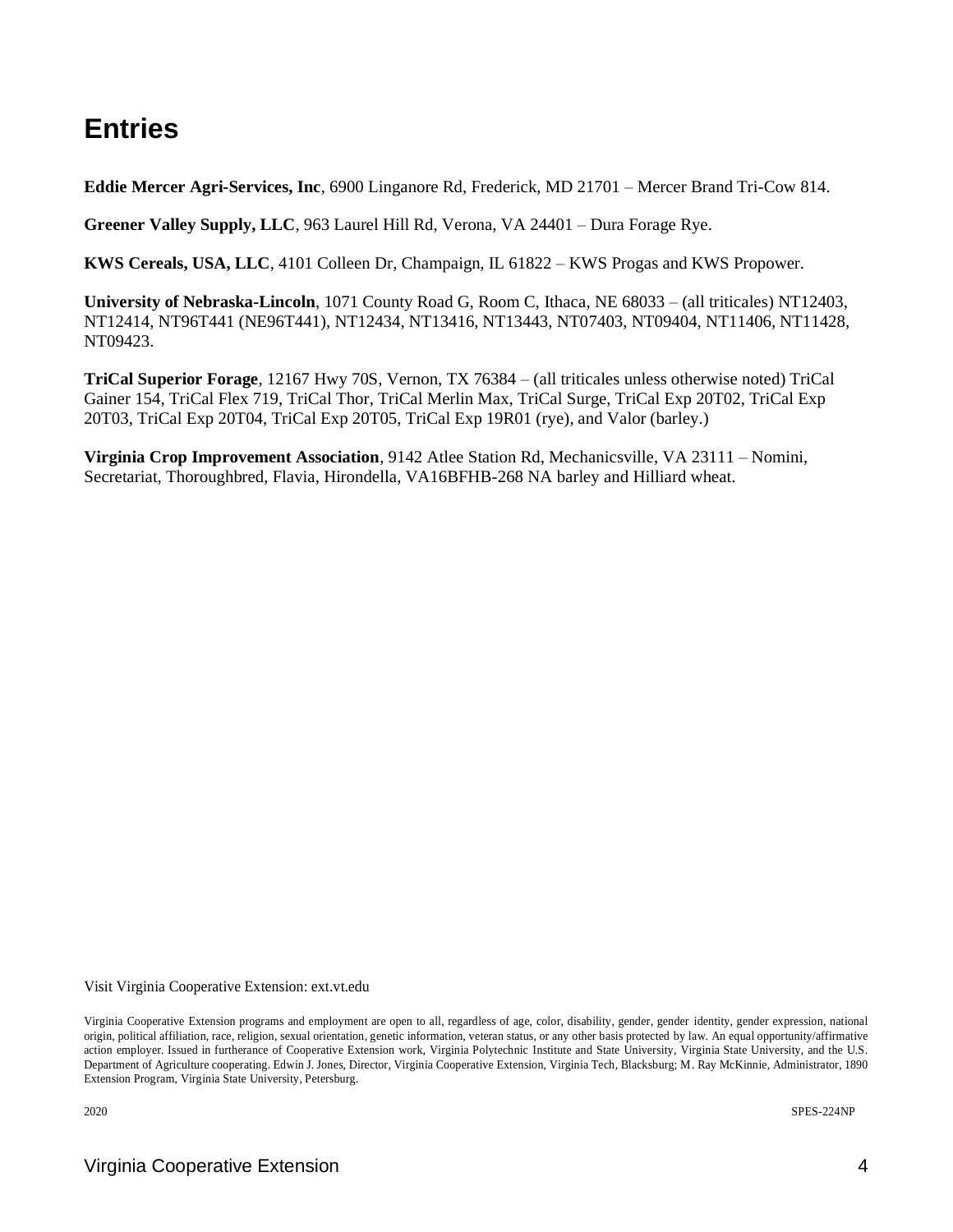## Entries

**Eddie Mercer Agri-Services, Inc**, 6900 Linganore Rd, Frederick, MD 21701 – Mercer Brand Tri-Cow 814.

**Greener Valley Supply, LLC**, 963 Laurel Hill Rd, Verona, VA 24401 – Dura Forage Rye.

**KWS Cereals, USA, LLC**, 4101 Colleen Dr, Champaign, IL 61822 – KWS Progas and KWS Propower.

**University of Nebraska-Lincoln**, 1071 County Road G, Room C, Ithaca, NE 68033 – (all triticales) NT12403, NT12414, NT96T441 (NE96T441), NT12434, NT13416, NT13443, NT07403, NT09404, NT11406, NT11428, NT09423.

**TriCal Superior Forage**, 12167 Hwy 70S, Vernon, TX 76384 – (all triticales unless otherwise noted) TriCal Gainer 154, TriCal Flex 719, TriCal Thor, TriCal Merlin Max, TriCal Surge, TriCal Exp 20T02, TriCal Exp 20T03, TriCal Exp 20T04, TriCal Exp 20T05, TriCal Exp 19R01 (rye), and Valor (barley.)

**Virginia Crop Improvement Association**, 9142 Atlee Station Rd, Mechanicsville, VA 23111 – Nomini, Secretariat, Thoroughbred, Flavia, Hirondella, VA16BFHB-268 NA barley and Hilliard wheat.

Visit Virginia Cooperative Extension: ext.vt.edu

Virginia Cooperative Extension programs and employment are open to all, regardless of age, color, disability, gender, gender identity, gender expression, national origin, political affiliation, race, religion, sexual orientation, genetic information, veteran status, or any other basis protected by law. An equal opportunity/affirmative action employer. Issued in furtherance of Cooperative Extension work, Virginia Polytechnic Institute and State University, Virginia State University, and the U.S. Department of Agriculture cooperating. Edwin J. Jones, Director, Virginia Cooperative Extension, Virginia Tech, Blacksburg; M. Ray McKinnie, Administrator, 1890 Extension Program, Virginia State University, Petersburg.

2020 SPES-224NP